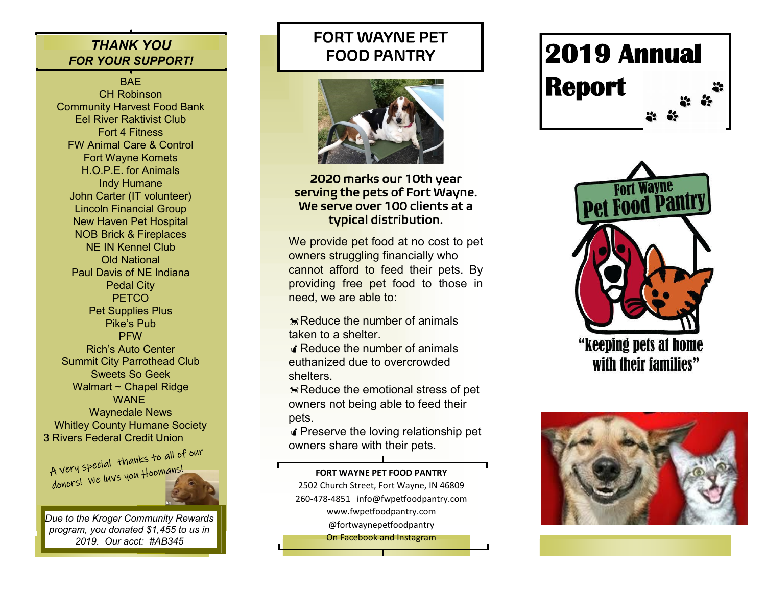## THANK YOU FOR YOUR SUPPORT!

BAE
CH Robinson
Community Harvest Food Bank
Eel River Raktivist Club
Fort 4 Fitness
FW Animal Care & Control
Fort Wayne Komets
H.O.P.E. for Animals
Indy Humane
John Carter (IT volunteer)
Lincoln Financial Group
New Haven Pet Hospital
NOB Brick & Fireplaces
NE IN Kennel Club
Old National
Paul Davis of NE Indiana
Pedal City
PETCO
Pet Supplies Plus
Pike's Pub
PFW
Rich's Auto Center
Summit City Parrothead Club
Sweets So Geek
Walmart ~ Chapel Ridge
WANE
Waynedale News
Whitley County Humane Society
3 Rivers Federal Credit Union

A very special thanks to all of our donors! We luvs you Hoomans!

*Due to the Kroger Community Rewards program, you donated $1,455 to us in 2019. Our acct: #AB345*

## FORT WAYNE PET FOOD PANTRY

**2020 marks our 10th year serving the pets of Fort Wayne. We serve over 100 clients at a typical distribution.**

We provide pet food at no cost to pet owners struggling financially who cannot afford to feed their pets. By providing free pet food to those in need, we are able to:

- Reduce the number of animals taken to a shelter.
- Reduce the number of animals euthanized due to overcrowded shelters.
- Reduce the emotional stress of pet owners not being able to feed their pets.
- Preserve the loving relationship pet owners share with their pets.

**FORT WAYNE PET FOOD PANTRY**
2502 Church Street, Fort Wayne, IN 46809
260-478-4851 info@fwpetfoodpantry.com
www.fwpetfoodpantry.com
@fortwaynepetfoodpantry
On Facebook and Instagram

# 2019 Annual Report

Fort Wayne Pet Food Pantry

"keeping pets at home with their families"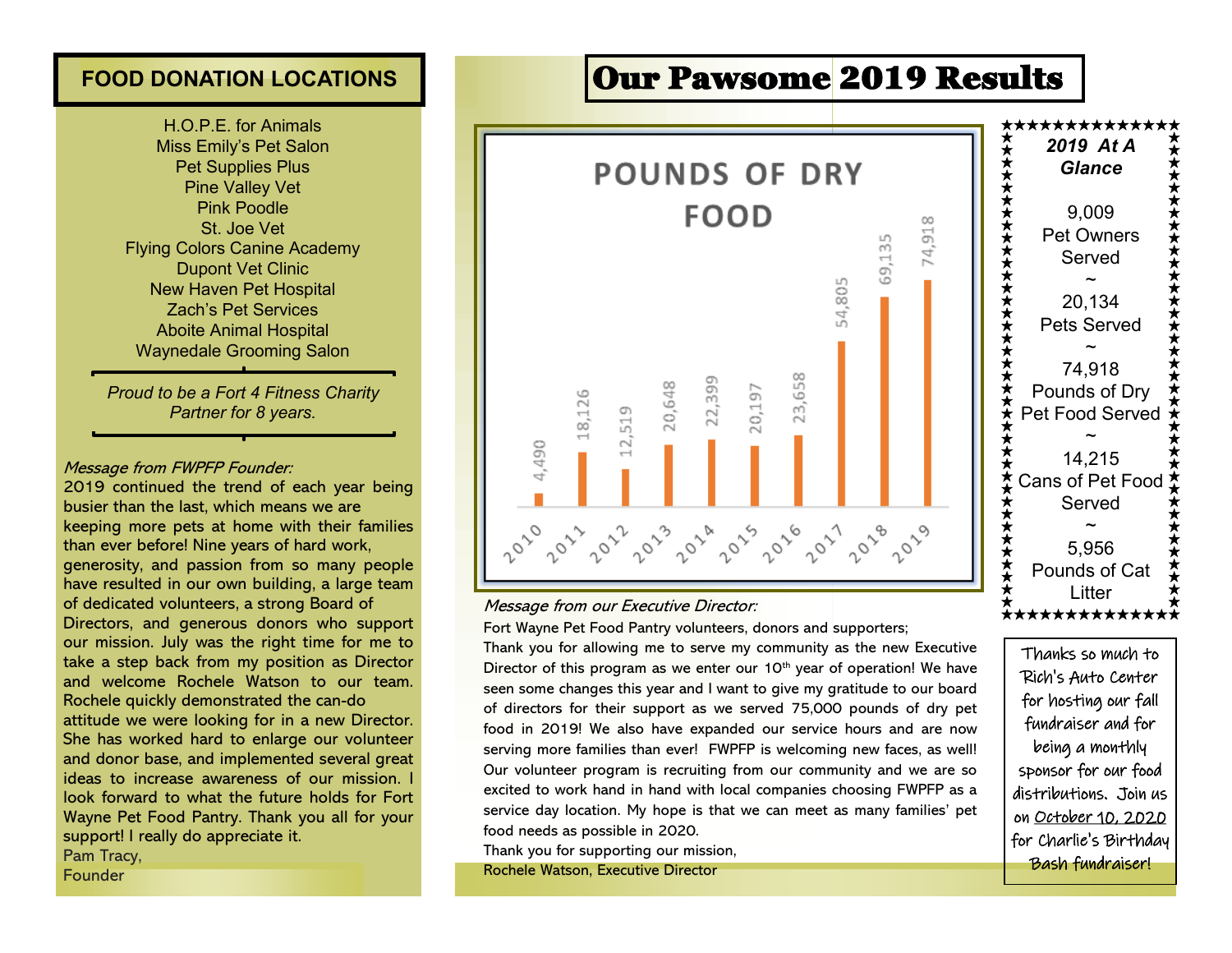## FOOD DONATION LOCATIONS

H.O.P.E. for Animals
Miss Emily's Pet Salon
Pet Supplies Plus
Pine Valley Vet
Pink Poodle
St. Joe Vet
Flying Colors Canine Academy
Dupont Vet Clinic
New Haven Pet Hospital
Zach's Pet Services
Aboite Animal Hospital
Waynedale Grooming Salon

*Proud to be a Fort 4 Fitness Charity Partner for 8 years.*

*Message from FWPFP Founder:*

2019 continued the trend of each year being busier than the last, which means we are keeping more pets at home with their families than ever before! Nine years of hard work, generosity, and passion from so many people have resulted in our own building, a large team of dedicated volunteers, a strong Board of Directors, and generous donors who support our mission. July was the right time for me to take a step back from my position as Director and welcome Rochele Watson to our team. Rochele quickly demonstrated the can-do attitude we were looking for in a new Director. She has worked hard to enlarge our volunteer and donor base, and implemented several great ideas to increase awareness of our mission. I look forward to what the future holds for Fort Wayne Pet Food Pantry. Thank you all for your support! I really do appreciate it.

Pam Tracy,
Founder

# Our Pawsome 2019 Results

POUNDS OF DRY FOOD

2010: 4,490
2011: 18,126
2012: 12,519
2013: 20,648
2014: 22,399
2015: 20,197
2016: 23,658
2017: 54,805
2018: 69,135
2019: 74,918

*Message from our Executive Director:*

Fort Wayne Pet Food Pantry volunteers, donors and supporters;

Thank you for allowing me to serve my community as the new Executive Director of this program as we enter our 10th year of operation! We have seen some changes this year and I want to give my gratitude to our board of directors for their support as we served 75,000 pounds of dry pet food in 2019! We also have expanded our service hours and are now serving more families than ever! FWPFP is welcoming new faces, as well! Our volunteer program is recruiting from our community and we are so excited to work hand in hand with local companies choosing FWPFP as a service day location. My hope is that we can meet as many families' pet food needs as possible in 2020.

Thank you for supporting our mission,

Rochele Watson, Executive Director

### *2019 At A Glance*

9,009
Pet Owners Served
~
20,134
Pets Served
~
74,918
Pounds of Dry Pet Food Served
~
14,215
Cans of Pet Food Served
~
5,956
Pounds of Cat Litter

Thanks so much to Rich's Auto Center for hosting our fall fundraiser and for being a monthly sponsor for our food distributions. Join us on October 10, 2020 for Charlie's Birthday Bash fundraiser!